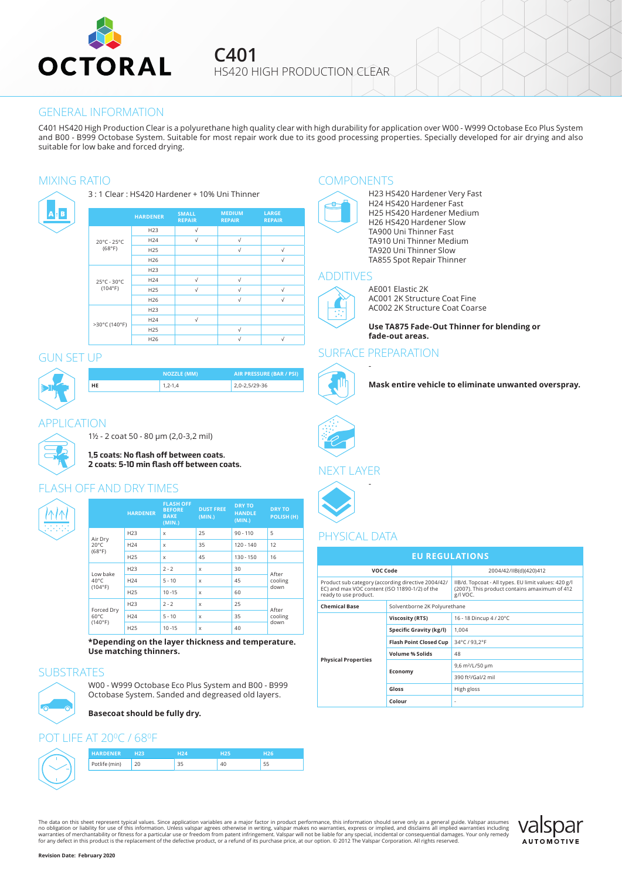# OCTORAL

# C401

## HS420 HIGH PRODUCTION CLEAR

## GENERAL INFORMATION

C401 HS420 High Production Clear is a polyurethane high quality clear with high durability for application over W00 - W999 Octobase Eco Plus System and B00 - B999 Octobase System. Suitable for most repair work due to its good processing properties. Specially developed for air drying and also suitable for low bake and forced drying.

## MIXING RATIO

3 : 1 Clear : HS420 Hardener + 10% Uni Thinner

| | HARDENER | SMALL REPAIR | MEDIUM REPAIR | LARGE REPAIR |
|---|---|---|---|---|
| 20°C - 25°C (68°F) | H23 | √ | | |
| | H24 | √ | √ | |
| | H25 | | √ | √ |
| | H26 | | | √ |
| 25°C - 30°C (104°F) | H23 | | | |
| | H24 | √ | √ | |
| | H25 | √ | √ | √ |
| | H26 | | √ | √ |
| >30°C (140°F) | H23 | | | |
| | H24 | √ | | |
| | H25 | | √ | |
| | H26 | | √ | √ |

## GUN SET UP

| | NOZZLE (MM) | AIR PRESSURE (BAR / PSI) |
|---|---|---|
| HE | 1,2-1,4 | 2,0-2,5/29-36 |

## APPLICATION

1½ - 2 coat 50 - 80 µm (2,0-3,2 mil)

**1,5 coats: No flash off between coats.**
**2 coats: 5-10 min flash off between coats.**

## FLASH OFF AND DRY TIMES

| | HARDENER | FLASH OFF BEFORE BAKE (MIN.) | DUST FREE (MIN.) | DRY TO HANDLE (MIN.) | DRY TO POLISH (H) |
|---|---|---|---|---|---|
| Air Dry 20°C (68°F) | H23 | x | 25 | 90 - 110 | 5 |
| | H24 | x | 35 | 120 - 140 | 12 |
| | H25 | x | 45 | 130 - 150 | 16 |
| Low bake 40°C (104°F) | H23 | 2 - 2 | x | 30 | After cooling down |
| | H24 | 5 - 10 | x | 45 | |
| | H25 | 10 -15 | x | 60 | |
| Forced Dry 60°C (140°F) | H23 | 2 - 2 | x | 25 | After cooling down |
| | H24 | 5 - 10 | x | 35 | |
| | H25 | 10 -15 | x | 40 | |

**\*Depending on the layer thickness and temperature. Use matching thinners.**

## SUBSTRATES

W00 - W999 Octobase Eco Plus System and B00 - B999 Octobase System. Sanded and degreased old layers.

**Basecoat should be fully dry.**

## POT LIFE AT 20°C / 68°F

| HARDENER | H23 | H24 | H25 | H26 |
|---|---|---|---|---|
| Potlife (min) | 20 | 35 | 40 | 55 |

## COMPONENTS

H23 HS420 Hardener Very Fast
H24 HS420 Hardener Fast
H25 HS420 Hardener Medium
H26 HS420 Hardener Slow
TA900 Uni Thinner Fast
TA910 Uni Thinner Medium
TA920 Uni Thinner Slow
TA855 Spot Repair Thinner

## ADDITIVES

AE001 Elastic 2K
AC001 2K Structure Coat Fine
AC002 2K Structure Coat Coarse

**Use TA875 Fade-Out Thinner for blending or fade-out areas.**

## SURFACE PREPARATION

-

**Mask entire vehicle to eliminate unwanted overspray.**

## NEXT LAYER

-

## PHYSICAL DATA

| EU REGULATIONS | | |
|---|---|---|
| VOC Code | | 2004/42/IIB(d)(420)412 |
| Product sub category (according directive 2004/42/EC) and max VOC content (ISO 11890-1/2) of the ready to use product. | | IIB/d. Topcoat - All types. EU limit values: 420 g/l (2007). This product contains amaximum of 412 g/l VOC. |
| Chemical Base | Solventborne 2K Polyurethane | |
| Physical Properties | Viscosity (RTS) | 16 - 18 Dincup 4 / 20°C |
| | Specific Gravity (kg/l) | 1,004 |
| | Flash Point Closed Cup | 34°C / 93,2°F |
| | Volume % Solids | 48 |
| | Economy | 9,6 m²/L/50 µm |
| | | 390 ft²/Gal/2 mil |
| | Gloss | High gloss |
| | Colour | - |

The data on this sheet represent typical values. Since application variables are a major factor in product performance, this information should serve only as a general guide. Valspar assumes no obligation or liability for use of this information. Unless valspar agrees otherwise in writing, valspar makes no warranties, express or implied, and disclaims all implied warranties including warranties of merchantability or fitness for a particular use or freedom from patent infringement. Valspar will not be liable for any special, incidental or consequential damages. Your only remedy for any defect in this product is the replacement of the defective product, or a refund of its purchase price, at our option. © 2012 The Valspar Corporation. All rights reserved.

valspar AUTOMOTIVE

**Revision Date: February 2020**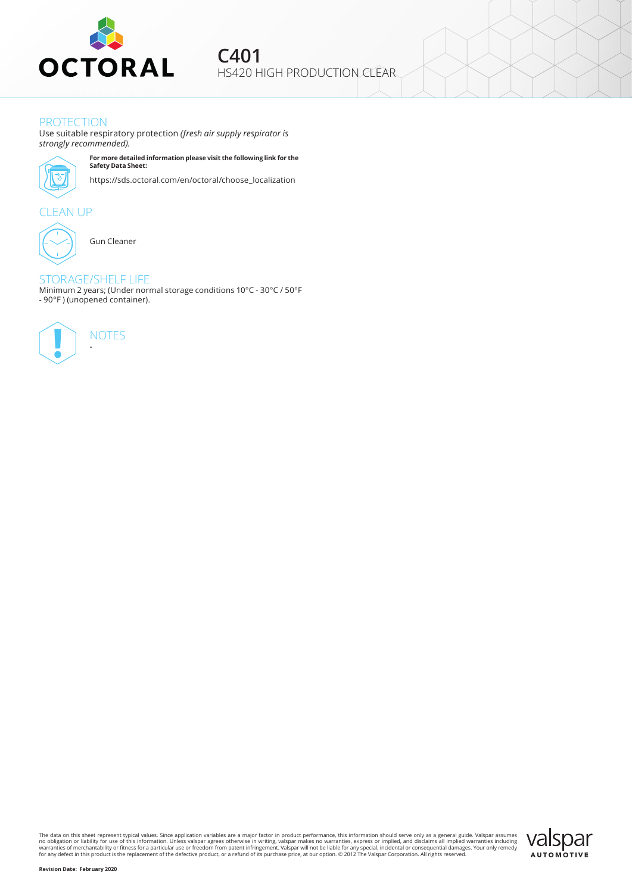# C401

HS420 HIGH PRODUCTION CLEAR

## PROTECTION

Use suitable respiratory protection *(fresh air supply respirator is strongly recommended).*

**For more detailed information please visit the following link for the Safety Data Sheet:**

https://sds.octoral.com/en/octoral/choose_localization

## CLEAN UP

Gun Cleaner

## STORAGE/SHELF LIFE

Minimum 2 years; (Under normal storage conditions 10°C - 30°C / 50°F - 90°F ) (unopened container).

## NOTES

-

The data on this sheet represent typical values. Since application variables are a major factor in product performance, this information should serve only as a general guide. Valspar assumes no obligation or liability for use of this information. Unless valspar agrees otherwise in writing, valspar makes no warranties, express or implied, and disclaims all implied warranties including warranties of merchantability or fitness for a particular use or freedom from patent infringement. Valspar will not be liable for any special, incidental or consequential damages. Your only remedy for any defect in this product is the replacement of the defective product, or a refund of its purchase price, at our option. © 2012 The Valspar Corporation. All rights reserved.

**Revision Date: February 2020**